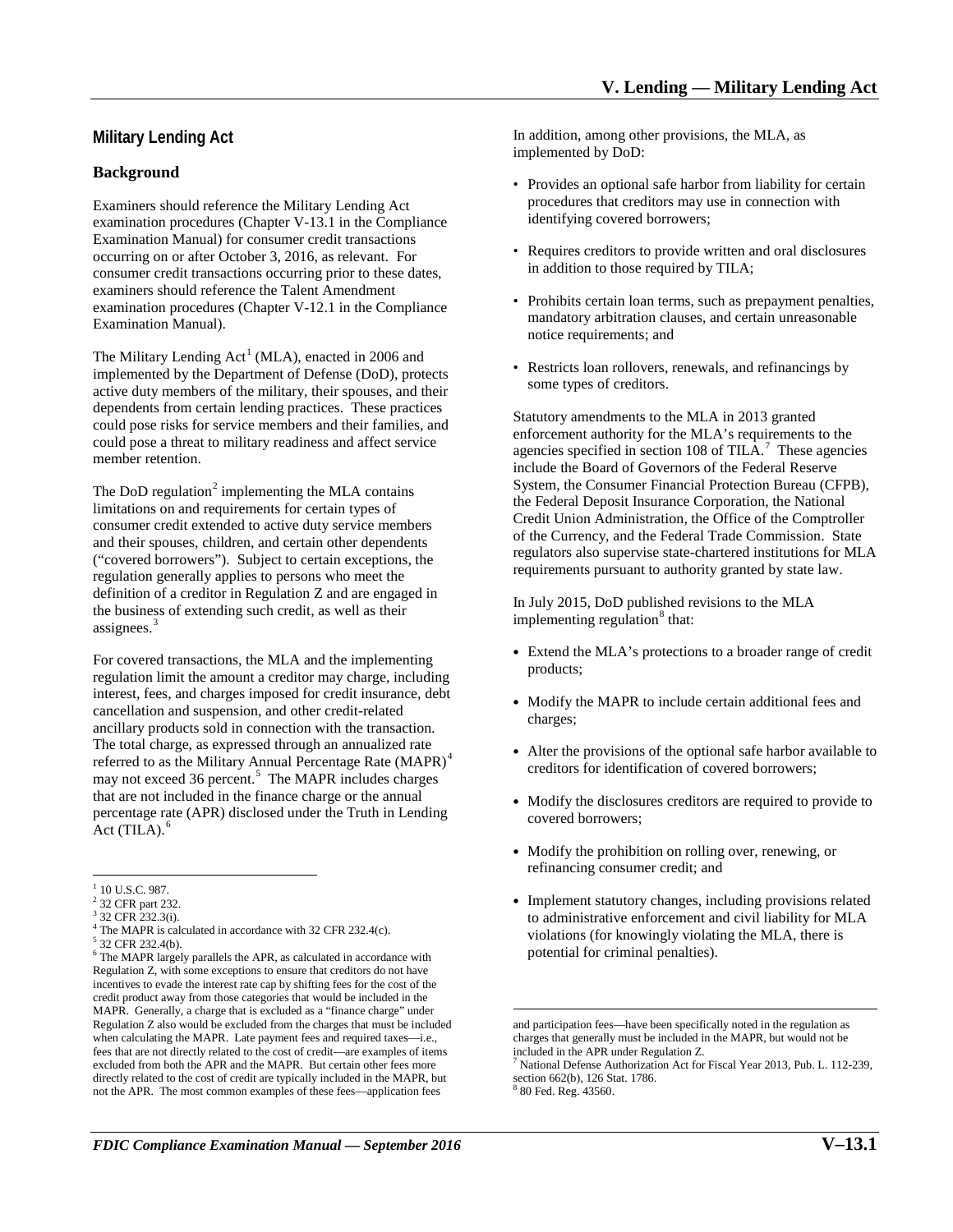# Military Lending Act

## Background

Examiners should reference the Military Lending Act examination procedures (Chapter V-13.1 in the Compliance Examination Manual) for consumer credit transactions occurring on or after October 3, 2016, as relevant. For consumer credit transactions occurring prior to these dates, examiners should reference the Talent Amendment examination procedures (Chapter V-12.1 in the Compliance Examination Manual).

The Military Lending Act[1] (MLA), enacted in 2006 and implemented by the Department of Defense (DoD), protects active duty members of the military, their spouses, and their dependents from certain lending practices. These practices could pose risks for service members and their families, and could pose a threat to military readiness and affect service member retention.

The DoD regulation[2] implementing the MLA contains limitations on and requirements for certain types of consumer credit extended to active duty service members and their spouses, children, and certain other dependents ("covered borrowers"). Subject to certain exceptions, the regulation generally applies to persons who meet the definition of a creditor in Regulation Z and are engaged in the business of extending such credit, as well as their assignees.[3]

For covered transactions, the MLA and the implementing regulation limit the amount a creditor may charge, including interest, fees, and charges imposed for credit insurance, debt cancellation and suspension, and other credit-related ancillary products sold in connection with the transaction. The total charge, as expressed through an annualized rate referred to as the Military Annual Percentage Rate (MAPR)[4] may not exceed 36 percent.[5] The MAPR includes charges that are not included in the finance charge or the annual percentage rate (APR) disclosed under the Truth in Lending Act (TILA).[6]

In addition, among other provisions, the MLA, as implemented by DoD:

- Provides an optional safe harbor from liability for certain procedures that creditors may use in connection with identifying covered borrowers;
- Requires creditors to provide written and oral disclosures in addition to those required by TILA;
- Prohibits certain loan terms, such as prepayment penalties, mandatory arbitration clauses, and certain unreasonable notice requirements; and
- Restricts loan rollovers, renewals, and refinancings by some types of creditors.

Statutory amendments to the MLA in 2013 granted enforcement authority for the MLA's requirements to the agencies specified in section 108 of TILA.[7] These agencies include the Board of Governors of the Federal Reserve System, the Consumer Financial Protection Bureau (CFPB), the Federal Deposit Insurance Corporation, the National Credit Union Administration, the Office of the Comptroller of the Currency, and the Federal Trade Commission. State regulators also supervise state-chartered institutions for MLA requirements pursuant to authority granted by state law.

In July 2015, DoD published revisions to the MLA implementing regulation[8] that:

- Extend the MLA's protections to a broader range of credit products;
- Modify the MAPR to include certain additional fees and charges;
- Alter the provisions of the optional safe harbor available to creditors for identification of covered borrowers;
- Modify the disclosures creditors are required to provide to covered borrowers;
- Modify the prohibition on rolling over, renewing, or refinancing consumer credit; and
- Implement statutory changes, including provisions related to administrative enforcement and civil liability for MLA violations (for knowingly violating the MLA, there is potential for criminal penalties).

---

[1] 10 U.S.C. 987.

[2] 32 CFR part 232.

[3] 32 CFR 232.3(i).

[4] The MAPR is calculated in accordance with 32 CFR 232.4(c).

[5] 32 CFR 232.4(b).

[6] The MAPR largely parallels the APR, as calculated in accordance with Regulation Z, with some exceptions to ensure that creditors do not have incentives to evade the interest rate cap by shifting fees for the cost of the credit product away from those categories that would be included in the MAPR. Generally, a charge that is excluded as a "finance charge" under Regulation Z also would be excluded from the charges that must be included when calculating the MAPR. Late payment fees and required taxes—i.e., fees that are not directly related to the cost of credit—are examples of items excluded from both the APR and the MAPR. But certain other fees more directly related to the cost of credit are typically included in the MAPR, but not the APR. The most common examples of these fees—application fees and participation fees—have been specifically noted in the regulation as charges that generally must be included in the MAPR, but would not be included in the APR under Regulation Z.

[7] National Defense Authorization Act for Fiscal Year 2013, Pub. L. 112-239, section 662(b), 126 Stat. 1786.

[8] 80 Fed. Reg. 43560.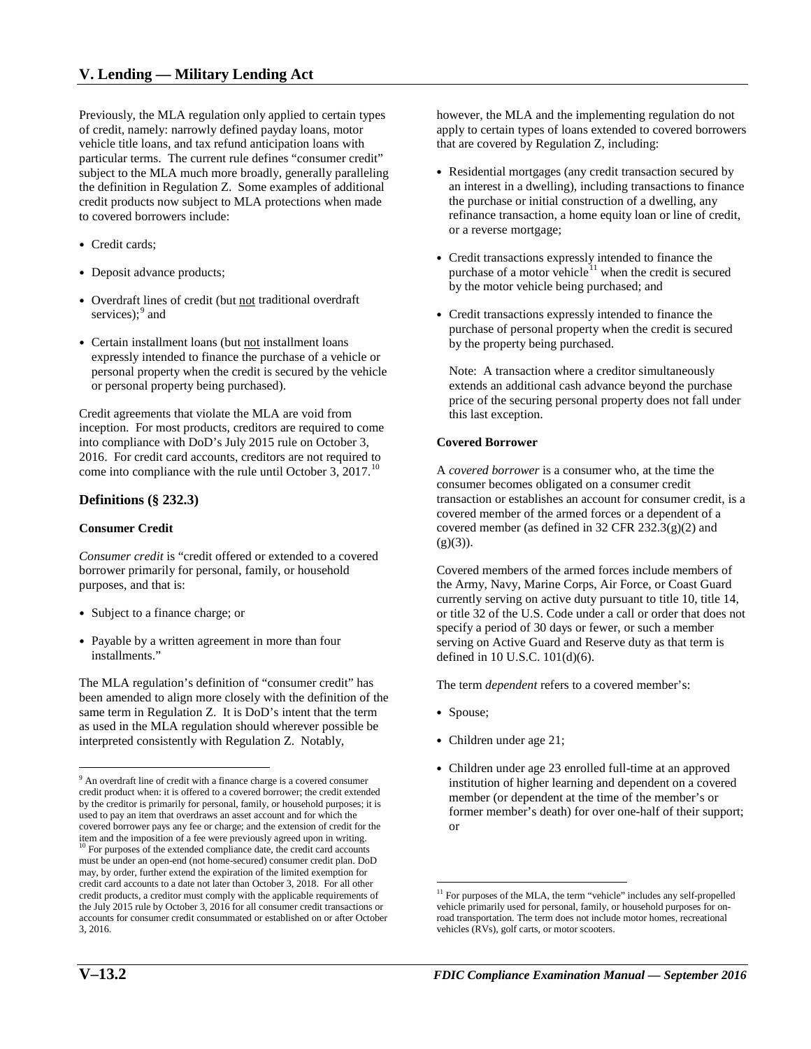Previously, the MLA regulation only applied to certain types of credit, namely: narrowly defined payday loans, motor vehicle title loans, and tax refund anticipation loans with particular terms. The current rule defines "consumer credit" subject to the MLA much more broadly, generally paralleling the definition in Regulation Z. Some examples of additional credit products now subject to MLA protections when made to covered borrowers include:

- Credit cards;
- Deposit advance products;
- Overdraft lines of credit (but not traditional overdraft services);[9] and
- Certain installment loans (but not installment loans expressly intended to finance the purchase of a vehicle or personal property when the credit is secured by the vehicle or personal property being purchased).

Credit agreements that violate the MLA are void from inception. For most products, creditors are required to come into compliance with DoD's July 2015 rule on October 3, 2016. For credit card accounts, creditors are not required to come into compliance with the rule until October 3, 2017.[10]

## Definitions (§ 232.3)

### Consumer Credit

*Consumer credit* is "credit offered or extended to a covered borrower primarily for personal, family, or household purposes, and that is:

- Subject to a finance charge; or
- Payable by a written agreement in more than four installments."

The MLA regulation's definition of "consumer credit" has been amended to align more closely with the definition of the same term in Regulation Z. It is DoD's intent that the term as used in the MLA regulation should wherever possible be interpreted consistently with Regulation Z. Notably, however, the MLA and the implementing regulation do not apply to certain types of loans extended to covered borrowers that are covered by Regulation Z, including:

- Residential mortgages (any credit transaction secured by an interest in a dwelling), including transactions to finance the purchase or initial construction of a dwelling, any refinance transaction, a home equity loan or line of credit, or a reverse mortgage;
- Credit transactions expressly intended to finance the purchase of a motor vehicle[11] when the credit is secured by the motor vehicle being purchased; and
- Credit transactions expressly intended to finance the purchase of personal property when the credit is secured by the property being purchased.

  Note: A transaction where a creditor simultaneously extends an additional cash advance beyond the purchase price of the securing personal property does not fall under this last exception.

### Covered Borrower

A *covered borrower* is a consumer who, at the time the consumer becomes obligated on a consumer credit transaction or establishes an account for consumer credit, is a covered member of the armed forces or a dependent of a covered member (as defined in 32 CFR 232.3(g)(2) and (g)(3)).

Covered members of the armed forces include members of the Army, Navy, Marine Corps, Air Force, or Coast Guard currently serving on active duty pursuant to title 10, title 14, or title 32 of the U.S. Code under a call or order that does not specify a period of 30 days or fewer, or such a member serving on Active Guard and Reserve duty as that term is defined in 10 U.S.C. 101(d)(6).

The term *dependent* refers to a covered member's:

- Spouse;
- Children under age 21;
- Children under age 23 enrolled full-time at an approved institution of higher learning and dependent on a covered member (or dependent at the time of the member's or former member's death) for over one-half of their support; or

[9] An overdraft line of credit with a finance charge is a covered consumer credit product when: it is offered to a covered borrower; the credit extended by the creditor is primarily for personal, family, or household purposes; it is used to pay an item that overdraws an asset account and for which the covered borrower pays any fee or charge; and the extension of credit for the item and the imposition of a fee were previously agreed upon in writing.

[10] For purposes of the extended compliance date, the credit card accounts must be under an open-end (not home-secured) consumer credit plan. DoD may, by order, further extend the expiration of the limited exemption for credit card accounts to a date not later than October 3, 2018. For all other credit products, a creditor must comply with the applicable requirements of the July 2015 rule by October 3, 2016 for all consumer credit transactions or accounts for consumer credit consummated or established on or after October 3, 2016.

[11] For purposes of the MLA, the term "vehicle" includes any self-propelled vehicle primarily used for personal, family, or household purposes for on-road transportation. The term does not include motor homes, recreational vehicles (RVs), golf carts, or motor scooters.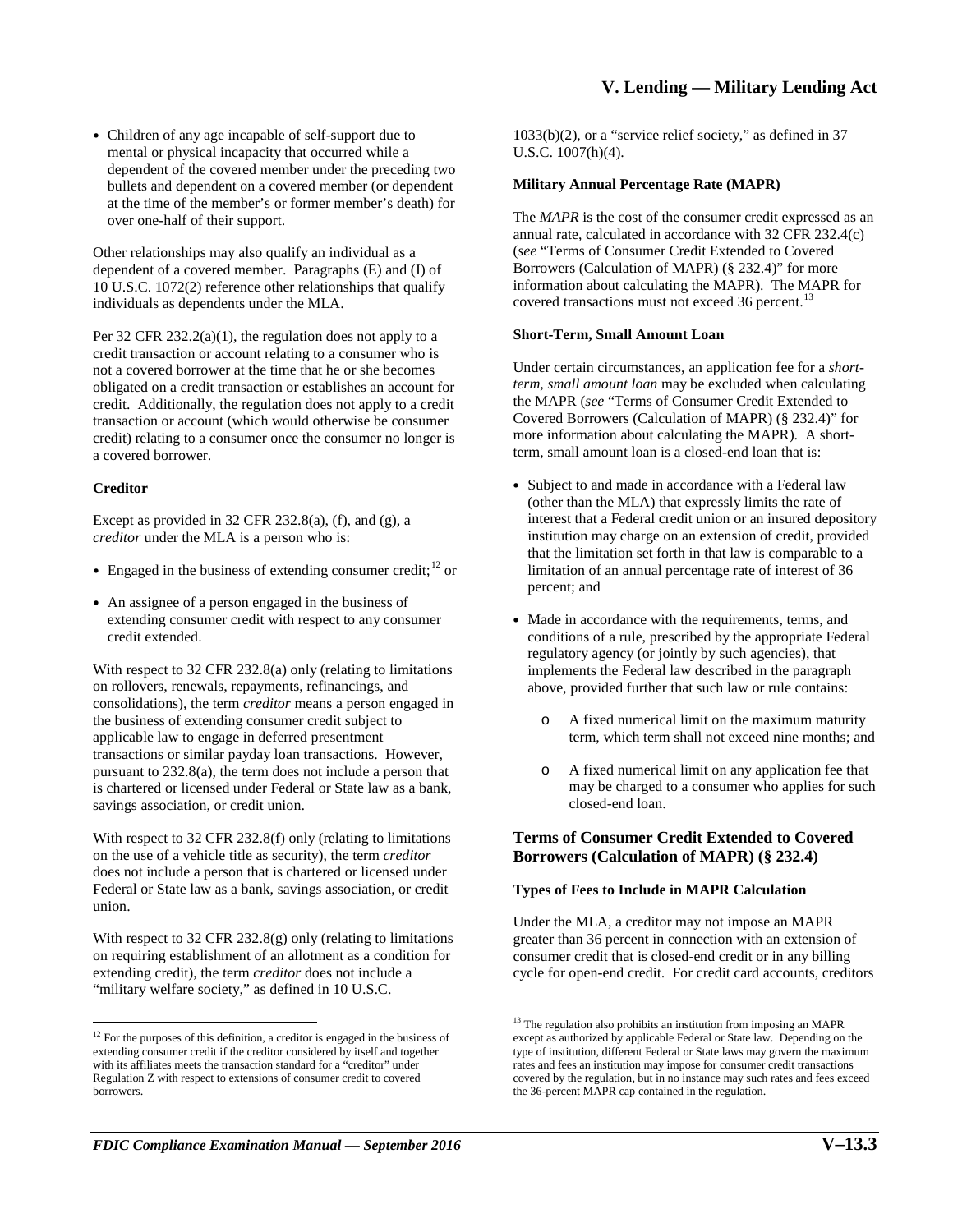- Children of any age incapable of self-support due to mental or physical incapacity that occurred while a dependent of the covered member under the preceding two bullets and dependent on a covered member (or dependent at the time of the member's or former member's death) for over one-half of their support.

Other relationships may also qualify an individual as a dependent of a covered member. Paragraphs (E) and (I) of 10 U.S.C. 1072(2) reference other relationships that qualify individuals as dependents under the MLA.

Per 32 CFR 232.2(a)(1), the regulation does not apply to a credit transaction or account relating to a consumer who is not a covered borrower at the time that he or she becomes obligated on a credit transaction or establishes an account for credit. Additionally, the regulation does not apply to a credit transaction or account (which would otherwise be consumer credit) relating to a consumer once the consumer no longer is a covered borrower.

#### Creditor

Except as provided in 32 CFR 232.8(a), (f), and (g), a *creditor* under the MLA is a person who is:

- Engaged in the business of extending consumer credit;[12] or
- An assignee of a person engaged in the business of extending consumer credit with respect to any consumer credit extended.

With respect to 32 CFR 232.8(a) only (relating to limitations on rollovers, renewals, repayments, refinancings, and consolidations), the term *creditor* means a person engaged in the business of extending consumer credit subject to applicable law to engage in deferred presentment transactions or similar payday loan transactions. However, pursuant to 232.8(a), the term does not include a person that is chartered or licensed under Federal or State law as a bank, savings association, or credit union.

With respect to 32 CFR 232.8(f) only (relating to limitations on the use of a vehicle title as security), the term *creditor* does not include a person that is chartered or licensed under Federal or State law as a bank, savings association, or credit union.

With respect to 32 CFR 232.8(g) only (relating to limitations on requiring establishment of an allotment as a condition for extending credit), the term *creditor* does not include a "military welfare society," as defined in 10 U.S.C. 1033(b)(2), or a "service relief society," as defined in 37 U.S.C. 1007(h)(4).

#### Military Annual Percentage Rate (MAPR)

The *MAPR* is the cost of the consumer credit expressed as an annual rate, calculated in accordance with 32 CFR 232.4(c) (*see* "Terms of Consumer Credit Extended to Covered Borrowers (Calculation of MAPR) (§ 232.4)" for more information about calculating the MAPR). The MAPR for covered transactions must not exceed 36 percent.[13]

#### Short-Term, Small Amount Loan

Under certain circumstances, an application fee for a *short-term, small amount loan* may be excluded when calculating the MAPR (*see* "Terms of Consumer Credit Extended to Covered Borrowers (Calculation of MAPR) (§ 232.4)" for more information about calculating the MAPR). A short-term, small amount loan is a closed-end loan that is:

- Subject to and made in accordance with a Federal law (other than the MLA) that expressly limits the rate of interest that a Federal credit union or an insured depository institution may charge on an extension of credit, provided that the limitation set forth in that law is comparable to a limitation of an annual percentage rate of interest of 36 percent; and
- Made in accordance with the requirements, terms, and conditions of a rule, prescribed by the appropriate Federal regulatory agency (or jointly by such agencies), that implements the Federal law described in the paragraph above, provided further that such law or rule contains:
  - A fixed numerical limit on the maximum maturity term, which term shall not exceed nine months; and
  - A fixed numerical limit on any application fee that may be charged to a consumer who applies for such closed-end loan.

### Terms of Consumer Credit Extended to Covered Borrowers (Calculation of MAPR) (§ 232.4)

#### Types of Fees to Include in MAPR Calculation

Under the MLA, a creditor may not impose an MAPR greater than 36 percent in connection with an extension of consumer credit that is closed-end credit or in any billing cycle for open-end credit. For credit card accounts, creditors

---

[12] For the purposes of this definition, a creditor is engaged in the business of extending consumer credit if the creditor considered by itself and together with its affiliates meets the transaction standard for a "creditor" under Regulation Z with respect to extensions of consumer credit to covered borrowers.

[13] The regulation also prohibits an institution from imposing an MAPR except as authorized by applicable Federal or State law. Depending on the type of institution, different Federal or State laws may govern the maximum rates and fees an institution may impose for consumer credit transactions covered by the regulation, but in no instance may such rates and fees exceed the 36-percent MAPR cap contained in the regulation.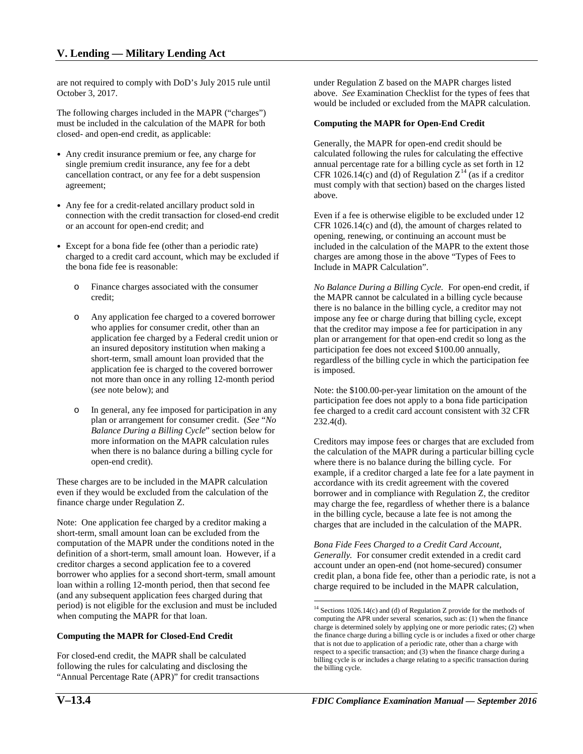are not required to comply with DoD's July 2015 rule until October 3, 2017.

The following charges included in the MAPR ("charges") must be included in the calculation of the MAPR for both closed- and open-end credit, as applicable:

- Any credit insurance premium or fee, any charge for single premium credit insurance, any fee for a debt cancellation contract, or any fee for a debt suspension agreement;
- Any fee for a credit-related ancillary product sold in connection with the credit transaction for closed-end credit or an account for open-end credit; and
- Except for a bona fide fee (other than a periodic rate) charged to a credit card account, which may be excluded if the bona fide fee is reasonable:
  - Finance charges associated with the consumer credit;
  - Any application fee charged to a covered borrower who applies for consumer credit, other than an application fee charged by a Federal credit union or an insured depository institution when making a short-term, small amount loan provided that the application fee is charged to the covered borrower not more than once in any rolling 12-month period (*see* note below); and
  - In general, any fee imposed for participation in any plan or arrangement for consumer credit. (*See* "*No Balance During a Billing Cycle*" section below for more information on the MAPR calculation rules when there is no balance during a billing cycle for open-end credit).

These charges are to be included in the MAPR calculation even if they would be excluded from the calculation of the finance charge under Regulation Z.

Note: One application fee charged by a creditor making a short-term, small amount loan can be excluded from the computation of the MAPR under the conditions noted in the definition of a short-term, small amount loan. However, if a creditor charges a second application fee to a covered borrower who applies for a second short-term, small amount loan within a rolling 12-month period, then that second fee (and any subsequent application fees charged during that period) is not eligible for the exclusion and must be included when computing the MAPR for that loan.

**Computing the MAPR for Closed-End Credit**

For closed-end credit, the MAPR shall be calculated following the rules for calculating and disclosing the "Annual Percentage Rate (APR)" for credit transactions under Regulation Z based on the MAPR charges listed above. *See* Examination Checklist for the types of fees that would be included or excluded from the MAPR calculation.

**Computing the MAPR for Open-End Credit**

Generally, the MAPR for open-end credit should be calculated following the rules for calculating the effective annual percentage rate for a billing cycle as set forth in 12 CFR 1026.14(c) and (d) of Regulation Z[14] (as if a creditor must comply with that section) based on the charges listed above.

Even if a fee is otherwise eligible to be excluded under 12 CFR 1026.14(c) and (d), the amount of charges related to opening, renewing, or continuing an account must be included in the calculation of the MAPR to the extent those charges are among those in the above "Types of Fees to Include in MAPR Calculation".

*No Balance During a Billing Cycle.* For open-end credit, if the MAPR cannot be calculated in a billing cycle because there is no balance in the billing cycle, a creditor may not impose any fee or charge during that billing cycle, except that the creditor may impose a fee for participation in any plan or arrangement for that open-end credit so long as the participation fee does not exceed \$100.00 annually, regardless of the billing cycle in which the participation fee is imposed.

Note: the \$100.00-per-year limitation on the amount of the participation fee does not apply to a bona fide participation fee charged to a credit card account consistent with 32 CFR 232.4(d).

Creditors may impose fees or charges that are excluded from the calculation of the MAPR during a particular billing cycle where there is no balance during the billing cycle. For example, if a creditor charged a late fee for a late payment in accordance with its credit agreement with the covered borrower and in compliance with Regulation Z, the creditor may charge the fee, regardless of whether there is a balance in the billing cycle, because a late fee is not among the charges that are included in the calculation of the MAPR.

*Bona Fide Fees Charged to a Credit Card Account, Generally.* For consumer credit extended in a credit card account under an open-end (not home-secured) consumer credit plan, a bona fide fee, other than a periodic rate, is not a charge required to be included in the MAPR calculation,

---

[14] Sections 1026.14(c) and (d) of Regulation Z provide for the methods of computing the APR under several scenarios, such as: (1) when the finance charge is determined solely by applying one or more periodic rates; (2) when the finance charge during a billing cycle is or includes a fixed or other charge that is not due to application of a periodic rate, other than a charge with respect to a specific transaction; and (3) when the finance charge during a billing cycle is or includes a charge relating to a specific transaction during the billing cycle.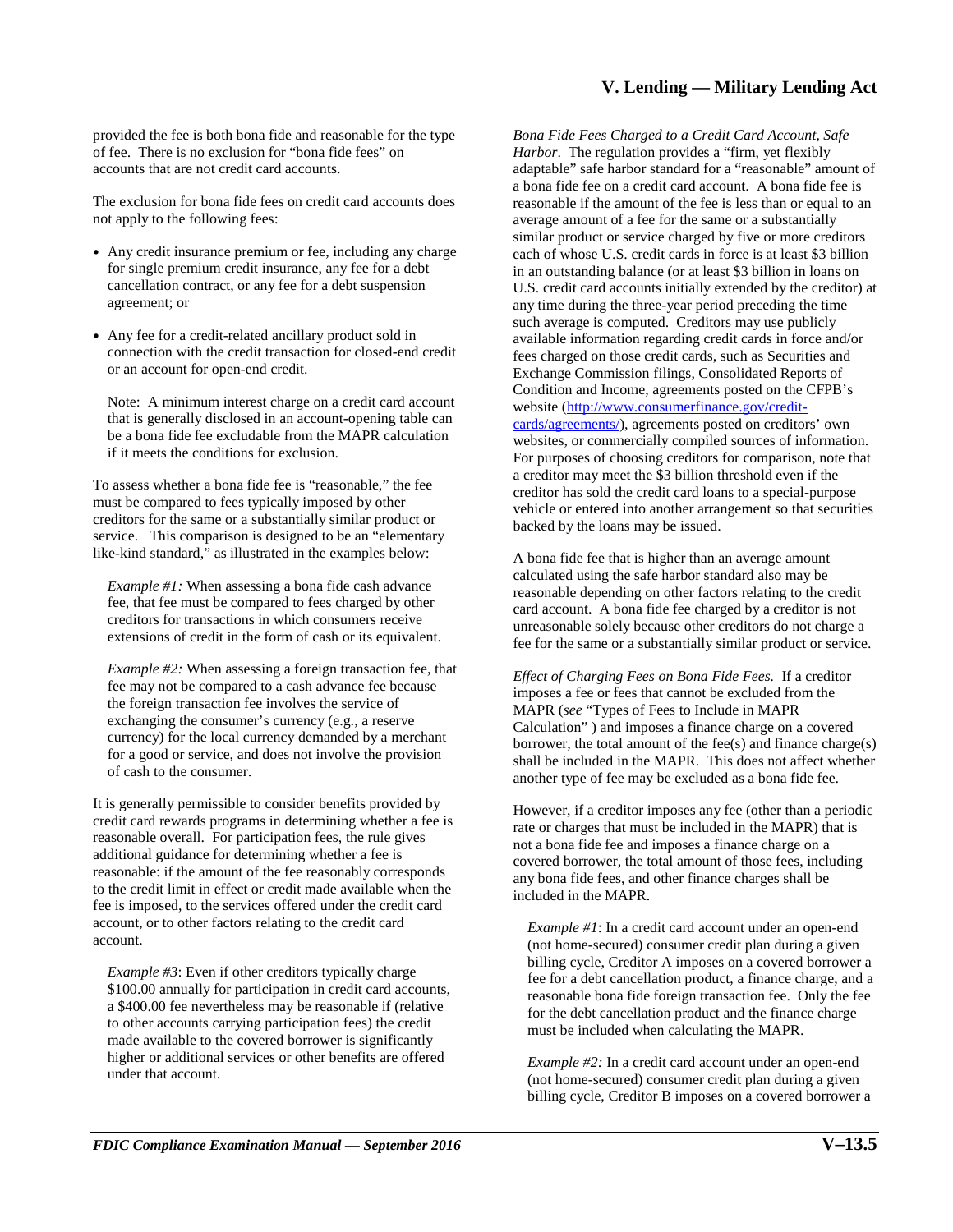provided the fee is both bona fide and reasonable for the type of fee. There is no exclusion for "bona fide fees" on accounts that are not credit card accounts.

The exclusion for bona fide fees on credit card accounts does not apply to the following fees:

- Any credit insurance premium or fee, including any charge for single premium credit insurance, any fee for a debt cancellation contract, or any fee for a debt suspension agreement; or
- Any fee for a credit-related ancillary product sold in connection with the credit transaction for closed-end credit or an account for open-end credit.

  Note: A minimum interest charge on a credit card account that is generally disclosed in an account-opening table can be a bona fide fee excludable from the MAPR calculation if it meets the conditions for exclusion.

To assess whether a bona fide fee is "reasonable," the fee must be compared to fees typically imposed by other creditors for the same or a substantially similar product or service. This comparison is designed to be an "elementary like-kind standard," as illustrated in the examples below:

*Example #1:* When assessing a bona fide cash advance fee, that fee must be compared to fees charged by other creditors for transactions in which consumers receive extensions of credit in the form of cash or its equivalent.

*Example #2:* When assessing a foreign transaction fee, that fee may not be compared to a cash advance fee because the foreign transaction fee involves the service of exchanging the consumer's currency (e.g., a reserve currency) for the local currency demanded by a merchant for a good or service, and does not involve the provision of cash to the consumer.

It is generally permissible to consider benefits provided by credit card rewards programs in determining whether a fee is reasonable overall. For participation fees, the rule gives additional guidance for determining whether a fee is reasonable: if the amount of the fee reasonably corresponds to the credit limit in effect or credit made available when the fee is imposed, to the services offered under the credit card account, or to other factors relating to the credit card account.

*Example #3*: Even if other creditors typically charge $100.00 annually for participation in credit card accounts, a $400.00 fee nevertheless may be reasonable if (relative to other accounts carrying participation fees) the credit made available to the covered borrower is significantly higher or additional services or other benefits are offered under that account.

*Bona Fide Fees Charged to a Credit Card Account, Safe Harbor*. The regulation provides a "firm, yet flexibly adaptable" safe harbor standard for a "reasonable" amount of a bona fide fee on a credit card account. A bona fide fee is reasonable if the amount of the fee is less than or equal to an average amount of a fee for the same or a substantially similar product or service charged by five or more creditors each of whose U.S. credit cards in force is at least $3 billion in an outstanding balance (or at least $3 billion in loans on U.S. credit card accounts initially extended by the creditor) at any time during the three-year period preceding the time such average is computed. Creditors may use publicly available information regarding credit cards in force and/or fees charged on those credit cards, such as Securities and Exchange Commission filings, Consolidated Reports of Condition and Income, agreements posted on the CFPB's website (http://www.consumerfinance.gov/credit-cards/agreements/), agreements posted on creditors' own websites, or commercially compiled sources of information. For purposes of choosing creditors for comparison, note that a creditor may meet the $3 billion threshold even if the creditor has sold the credit card loans to a special-purpose vehicle or entered into another arrangement so that securities backed by the loans may be issued.

A bona fide fee that is higher than an average amount calculated using the safe harbor standard also may be reasonable depending on other factors relating to the credit card account. A bona fide fee charged by a creditor is not unreasonable solely because other creditors do not charge a fee for the same or a substantially similar product or service.

*Effect of Charging Fees on Bona Fide Fees.* If a creditor imposes a fee or fees that cannot be excluded from the MAPR (*see* "Types of Fees to Include in MAPR Calculation" ) and imposes a finance charge on a covered borrower, the total amount of the fee(s) and finance charge(s) shall be included in the MAPR. This does not affect whether another type of fee may be excluded as a bona fide fee.

However, if a creditor imposes any fee (other than a periodic rate or charges that must be included in the MAPR) that is not a bona fide fee and imposes a finance charge on a covered borrower, the total amount of those fees, including any bona fide fees, and other finance charges shall be included in the MAPR.

*Example #1*: In a credit card account under an open-end (not home-secured) consumer credit plan during a given billing cycle, Creditor A imposes on a covered borrower a fee for a debt cancellation product, a finance charge, and a reasonable bona fide foreign transaction fee. Only the fee for the debt cancellation product and the finance charge must be included when calculating the MAPR.

*Example #2:* In a credit card account under an open-end (not home-secured) consumer credit plan during a given billing cycle, Creditor B imposes on a covered borrower a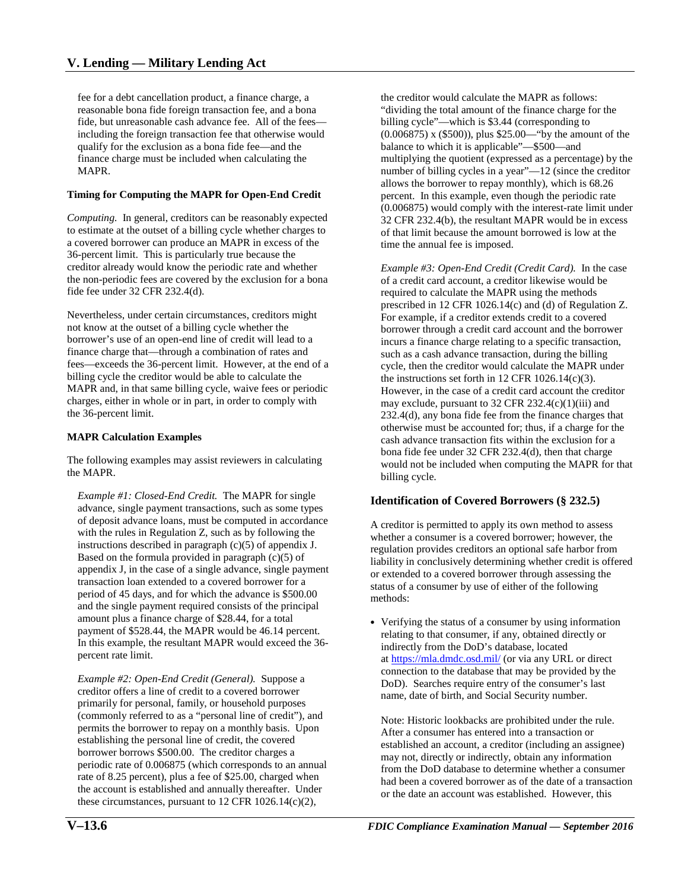fee for a debt cancellation product, a finance charge, a reasonable bona fide foreign transaction fee, and a bona fide, but unreasonable cash advance fee. All of the fees—including the foreign transaction fee that otherwise would qualify for the exclusion as a bona fide fee—and the finance charge must be included when calculating the MAPR.

**Timing for Computing the MAPR for Open-End Credit**

*Computing.* In general, creditors can be reasonably expected to estimate at the outset of a billing cycle whether charges to a covered borrower can produce an MAPR in excess of the 36-percent limit. This is particularly true because the creditor already would know the periodic rate and whether the non-periodic fees are covered by the exclusion for a bona fide fee under 32 CFR 232.4(d).

Nevertheless, under certain circumstances, creditors might not know at the outset of a billing cycle whether the borrower's use of an open-end line of credit will lead to a finance charge that—through a combination of rates and fees—exceeds the 36-percent limit. However, at the end of a billing cycle the creditor would be able to calculate the MAPR and, in that same billing cycle, waive fees or periodic charges, either in whole or in part, in order to comply with the 36-percent limit.

**MAPR Calculation Examples**

The following examples may assist reviewers in calculating the MAPR.

*Example #1: Closed-End Credit.* The MAPR for single advance, single payment transactions, such as some types of deposit advance loans, must be computed in accordance with the rules in Regulation Z, such as by following the instructions described in paragraph (c)(5) of appendix J. Based on the formula provided in paragraph (c)(5) of appendix J, in the case of a single advance, single payment transaction loan extended to a covered borrower for a period of 45 days, and for which the advance is $500.00 and the single payment required consists of the principal amount plus a finance charge of $28.44, for a total payment of $528.44, the MAPR would be 46.14 percent. In this example, the resultant MAPR would exceed the 36-percent rate limit.

*Example #2: Open-End Credit (General).* Suppose a creditor offers a line of credit to a covered borrower primarily for personal, family, or household purposes (commonly referred to as a "personal line of credit"), and permits the borrower to repay on a monthly basis. Upon establishing the personal line of credit, the covered borrower borrows $500.00. The creditor charges a periodic rate of 0.006875 (which corresponds to an annual rate of 8.25 percent), plus a fee of $25.00, charged when the account is established and annually thereafter. Under these circumstances, pursuant to 12 CFR 1026.14(c)(2), the creditor would calculate the MAPR as follows: "dividing the total amount of the finance charge for the billing cycle"—which is $3.44 (corresponding to (0.006875) x ($500)), plus $25.00—"by the amount of the balance to which it is applicable"—$500—and multiplying the quotient (expressed as a percentage) by the number of billing cycles in a year"—12 (since the creditor allows the borrower to repay monthly), which is 68.26 percent. In this example, even though the periodic rate (0.006875) would comply with the interest-rate limit under 32 CFR 232.4(b), the resultant MAPR would be in excess of that limit because the amount borrowed is low at the time the annual fee is imposed.

*Example #3: Open-End Credit (Credit Card).* In the case of a credit card account, a creditor likewise would be required to calculate the MAPR using the methods prescribed in 12 CFR 1026.14(c) and (d) of Regulation Z. For example, if a creditor extends credit to a covered borrower through a credit card account and the borrower incurs a finance charge relating to a specific transaction, such as a cash advance transaction, during the billing cycle, then the creditor would calculate the MAPR under the instructions set forth in 12 CFR 1026.14(c)(3). However, in the case of a credit card account the creditor may exclude, pursuant to 32 CFR 232.4(c)(1)(iii) and 232.4(d), any bona fide fee from the finance charges that otherwise must be accounted for; thus, if a charge for the cash advance transaction fits within the exclusion for a bona fide fee under 32 CFR 232.4(d), then that charge would not be included when computing the MAPR for that billing cycle.

## Identification of Covered Borrowers (§ 232.5)

A creditor is permitted to apply its own method to assess whether a consumer is a covered borrower; however, the regulation provides creditors an optional safe harbor from liability in conclusively determining whether credit is offered or extended to a covered borrower through assessing the status of a consumer by use of either of the following methods:

- Verifying the status of a consumer by using information relating to that consumer, if any, obtained directly or indirectly from the DoD's database, located at https://mla.dmdc.osd.mil/ (or via any URL or direct connection to the database that may be provided by the DoD). Searches require entry of the consumer's last name, date of birth, and Social Security number.

  Note: Historic lookbacks are prohibited under the rule. After a consumer has entered into a transaction or established an account, a creditor (including an assignee) may not, directly or indirectly, obtain any information from the DoD database to determine whether a consumer had been a covered borrower as of the date of a transaction or the date an account was established. However, this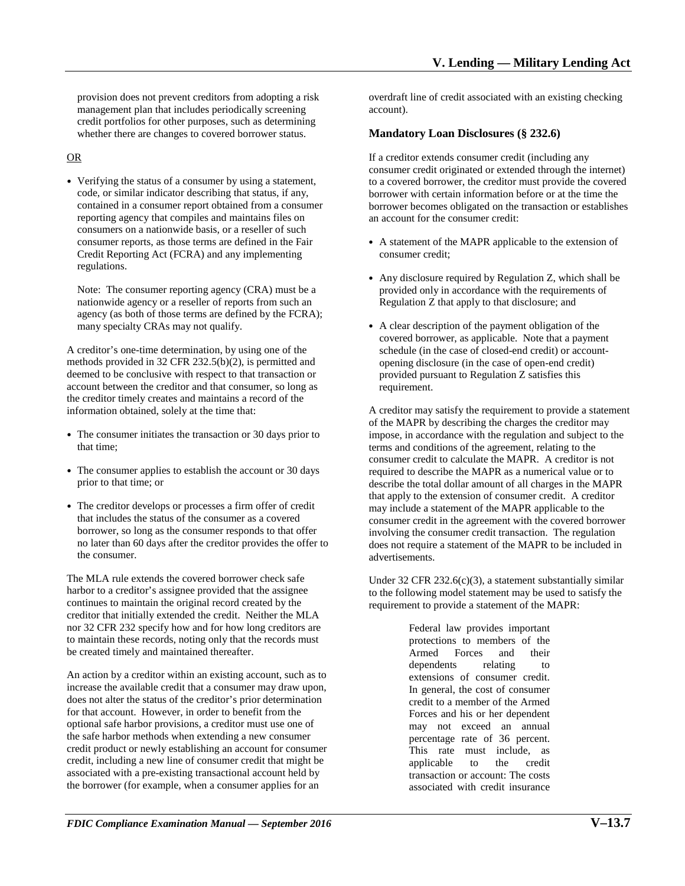provision does not prevent creditors from adopting a risk management plan that includes periodically screening credit portfolios for other purposes, such as determining whether there are changes to covered borrower status.

OR

- Verifying the status of a consumer by using a statement, code, or similar indicator describing that status, if any, contained in a consumer report obtained from a consumer reporting agency that compiles and maintains files on consumers on a nationwide basis, or a reseller of such consumer reports, as those terms are defined in the Fair Credit Reporting Act (FCRA) and any implementing regulations.

  Note: The consumer reporting agency (CRA) must be a nationwide agency or a reseller of reports from such an agency (as both of those terms are defined by the FCRA); many specialty CRAs may not qualify.

A creditor's one-time determination, by using one of the methods provided in 32 CFR 232.5(b)(2), is permitted and deemed to be conclusive with respect to that transaction or account between the creditor and that consumer, so long as the creditor timely creates and maintains a record of the information obtained, solely at the time that:

- The consumer initiates the transaction or 30 days prior to that time;
- The consumer applies to establish the account or 30 days prior to that time; or
- The creditor develops or processes a firm offer of credit that includes the status of the consumer as a covered borrower, so long as the consumer responds to that offer no later than 60 days after the creditor provides the offer to the consumer.

The MLA rule extends the covered borrower check safe harbor to a creditor's assignee provided that the assignee continues to maintain the original record created by the creditor that initially extended the credit. Neither the MLA nor 32 CFR 232 specify how and for how long creditors are to maintain these records, noting only that the records must be created timely and maintained thereafter.

An action by a creditor within an existing account, such as to increase the available credit that a consumer may draw upon, does not alter the status of the creditor's prior determination for that account. However, in order to benefit from the optional safe harbor provisions, a creditor must use one of the safe harbor methods when extending a new consumer credit product or newly establishing an account for consumer credit, including a new line of consumer credit that might be associated with a pre-existing transactional account held by the borrower (for example, when a consumer applies for an overdraft line of credit associated with an existing checking account).

### Mandatory Loan Disclosures (§ 232.6)

If a creditor extends consumer credit (including any consumer credit originated or extended through the internet) to a covered borrower, the creditor must provide the covered borrower with certain information before or at the time the borrower becomes obligated on the transaction or establishes an account for the consumer credit:

- A statement of the MAPR applicable to the extension of consumer credit;
- Any disclosure required by Regulation Z, which shall be provided only in accordance with the requirements of Regulation Z that apply to that disclosure; and
- A clear description of the payment obligation of the covered borrower, as applicable. Note that a payment schedule (in the case of closed-end credit) or account-opening disclosure (in the case of open-end credit) provided pursuant to Regulation Z satisfies this requirement.

A creditor may satisfy the requirement to provide a statement of the MAPR by describing the charges the creditor may impose, in accordance with the regulation and subject to the terms and conditions of the agreement, relating to the consumer credit to calculate the MAPR. A creditor is not required to describe the MAPR as a numerical value or to describe the total dollar amount of all charges in the MAPR that apply to the extension of consumer credit. A creditor may include a statement of the MAPR applicable to the consumer credit in the agreement with the covered borrower involving the consumer credit transaction. The regulation does not require a statement of the MAPR to be included in advertisements.

Under 32 CFR 232.6(c)(3), a statement substantially similar to the following model statement may be used to satisfy the requirement to provide a statement of the MAPR:

> Federal law provides important protections to members of the Armed Forces and their dependents relating to extensions of consumer credit. In general, the cost of consumer credit to a member of the Armed Forces and his or her dependent may not exceed an annual percentage rate of 36 percent. This rate must include, as applicable to the credit transaction or account: The costs associated with credit insurance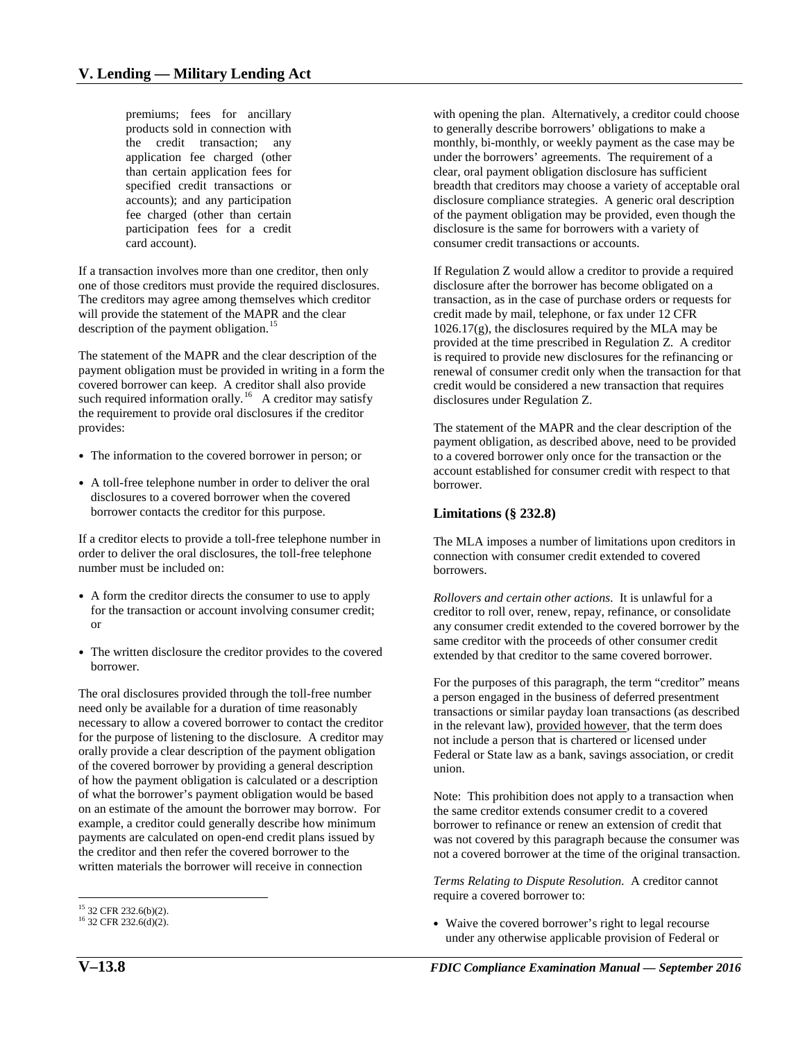premiums; fees for ancillary products sold in connection with the credit transaction; any application fee charged (other than certain application fees for specified credit transactions or accounts); and any participation fee charged (other than certain participation fees for a credit card account).

If a transaction involves more than one creditor, then only one of those creditors must provide the required disclosures. The creditors may agree among themselves which creditor will provide the statement of the MAPR and the clear description of the payment obligation.[15]

The statement of the MAPR and the clear description of the payment obligation must be provided in writing in a form the covered borrower can keep. A creditor shall also provide such required information orally.[16] A creditor may satisfy the requirement to provide oral disclosures if the creditor provides:

- The information to the covered borrower in person; or
- A toll-free telephone number in order to deliver the oral disclosures to a covered borrower when the covered borrower contacts the creditor for this purpose.

If a creditor elects to provide a toll-free telephone number in order to deliver the oral disclosures, the toll-free telephone number must be included on:

- A form the creditor directs the consumer to use to apply for the transaction or account involving consumer credit; or
- The written disclosure the creditor provides to the covered borrower.

The oral disclosures provided through the toll-free number need only be available for a duration of time reasonably necessary to allow a covered borrower to contact the creditor for the purpose of listening to the disclosure. A creditor may orally provide a clear description of the payment obligation of the covered borrower by providing a general description of how the payment obligation is calculated or a description of what the borrower's payment obligation would be based on an estimate of the amount the borrower may borrow. For example, a creditor could generally describe how minimum payments are calculated on open-end credit plans issued by the creditor and then refer the covered borrower to the written materials the borrower will receive in connection with opening the plan. Alternatively, a creditor could choose to generally describe borrowers' obligations to make a monthly, bi-monthly, or weekly payment as the case may be under the borrowers' agreements. The requirement of a clear, oral payment obligation disclosure has sufficient breadth that creditors may choose a variety of acceptable oral disclosure compliance strategies. A generic oral description of the payment obligation may be provided, even though the disclosure is the same for borrowers with a variety of consumer credit transactions or accounts.

If Regulation Z would allow a creditor to provide a required disclosure after the borrower has become obligated on a transaction, as in the case of purchase orders or requests for credit made by mail, telephone, or fax under 12 CFR 1026.17(g), the disclosures required by the MLA may be provided at the time prescribed in Regulation Z. A creditor is required to provide new disclosures for the refinancing or renewal of consumer credit only when the transaction for that credit would be considered a new transaction that requires disclosures under Regulation Z.

The statement of the MAPR and the clear description of the payment obligation, as described above, need to be provided to a covered borrower only once for the transaction or the account established for consumer credit with respect to that borrower.

### Limitations (§ 232.8)

The MLA imposes a number of limitations upon creditors in connection with consumer credit extended to covered borrowers.

*Rollovers and certain other actions.* It is unlawful for a creditor to roll over, renew, repay, refinance, or consolidate any consumer credit extended to the covered borrower by the same creditor with the proceeds of other consumer credit extended by that creditor to the same covered borrower.

For the purposes of this paragraph, the term "creditor" means a person engaged in the business of deferred presentment transactions or similar payday loan transactions (as described in the relevant law), provided however, that the term does not include a person that is chartered or licensed under Federal or State law as a bank, savings association, or credit union.

Note: This prohibition does not apply to a transaction when the same creditor extends consumer credit to a covered borrower to refinance or renew an extension of credit that was not covered by this paragraph because the consumer was not a covered borrower at the time of the original transaction.

*Terms Relating to Dispute Resolution.* A creditor cannot require a covered borrower to:

- Waive the covered borrower's right to legal recourse under any otherwise applicable provision of Federal or

[15] 32 CFR 232.6(b)(2).
[16] 32 CFR 232.6(d)(2).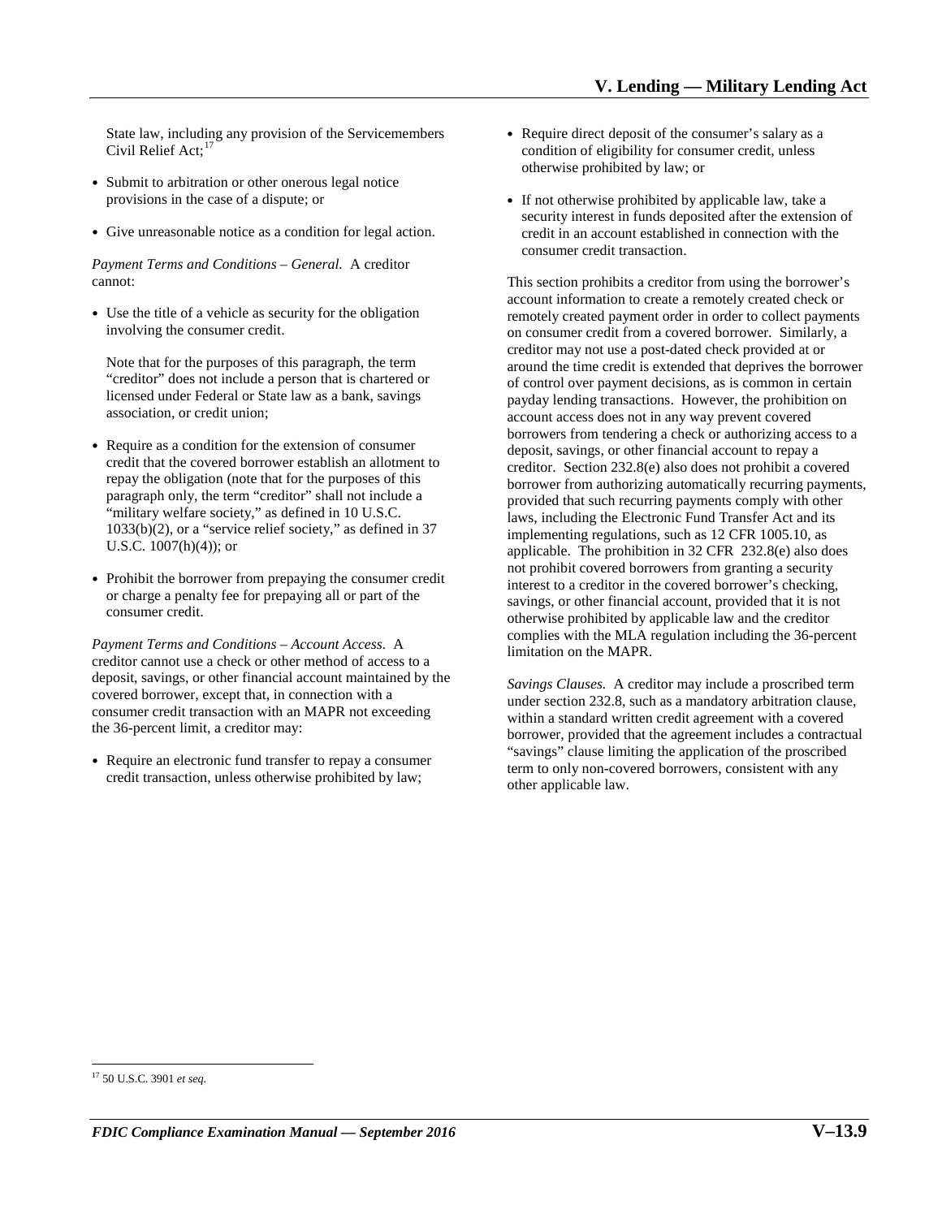State law, including any provision of the Servicemembers Civil Relief Act;[17]

- Submit to arbitration or other onerous legal notice provisions in the case of a dispute; or
- Give unreasonable notice as a condition for legal action.

*Payment Terms and Conditions – General.* A creditor cannot:

- Use the title of a vehicle as security for the obligation involving the consumer credit.

  Note that for the purposes of this paragraph, the term "creditor" does not include a person that is chartered or licensed under Federal or State law as a bank, savings association, or credit union;

- Require as a condition for the extension of consumer credit that the covered borrower establish an allotment to repay the obligation (note that for the purposes of this paragraph only, the term "creditor" shall not include a "military welfare society," as defined in 10 U.S.C. 1033(b)(2), or a "service relief society," as defined in 37 U.S.C. 1007(h)(4)); or
- Prohibit the borrower from prepaying the consumer credit or charge a penalty fee for prepaying all or part of the consumer credit.

*Payment Terms and Conditions – Account Access.* A creditor cannot use a check or other method of access to a deposit, savings, or other financial account maintained by the covered borrower, except that, in connection with a consumer credit transaction with an MAPR not exceeding the 36-percent limit, a creditor may:

- Require an electronic fund transfer to repay a consumer credit transaction, unless otherwise prohibited by law;
- Require direct deposit of the consumer's salary as a condition of eligibility for consumer credit, unless otherwise prohibited by law; or
- If not otherwise prohibited by applicable law, take a security interest in funds deposited after the extension of credit in an account established in connection with the consumer credit transaction.

This section prohibits a creditor from using the borrower's account information to create a remotely created check or remotely created payment order in order to collect payments on consumer credit from a covered borrower. Similarly, a creditor may not use a post-dated check provided at or around the time credit is extended that deprives the borrower of control over payment decisions, as is common in certain payday lending transactions. However, the prohibition on account access does not in any way prevent covered borrowers from tendering a check or authorizing access to a deposit, savings, or other financial account to repay a creditor. Section 232.8(e) also does not prohibit a covered borrower from authorizing automatically recurring payments, provided that such recurring payments comply with other laws, including the Electronic Fund Transfer Act and its implementing regulations, such as 12 CFR 1005.10, as applicable. The prohibition in 32 CFR 232.8(e) also does not prohibit covered borrowers from granting a security interest to a creditor in the covered borrower's checking, savings, or other financial account, provided that it is not otherwise prohibited by applicable law and the creditor complies with the MLA regulation including the 36-percent limitation on the MAPR.

*Savings Clauses.* A creditor may include a proscribed term under section 232.8, such as a mandatory arbitration clause, within a standard written credit agreement with a covered borrower, provided that the agreement includes a contractual "savings" clause limiting the application of the proscribed term to only non-covered borrowers, consistent with any other applicable law.

---

[17] 50 U.S.C. 3901 *et seq.*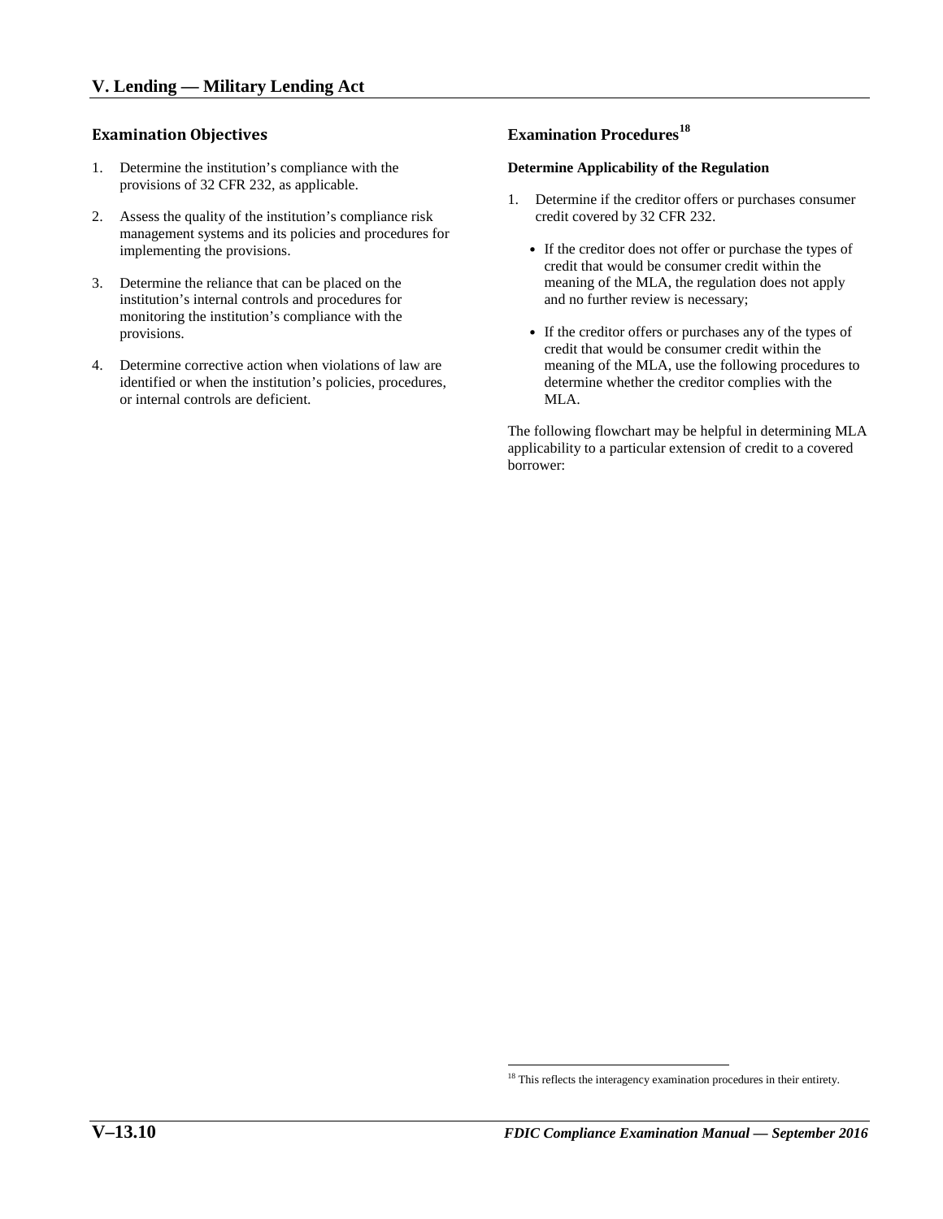## Examination Objectives

1. Determine the institution's compliance with the provisions of 32 CFR 232, as applicable.

2. Assess the quality of the institution's compliance risk management systems and its policies and procedures for implementing the provisions.

3. Determine the reliance that can be placed on the institution's internal controls and procedures for monitoring the institution's compliance with the provisions.

4. Determine corrective action when violations of law are identified or when the institution's policies, procedures, or internal controls are deficient.

## Examination Procedures[18]

**Determine Applicability of the Regulation**

1. Determine if the creditor offers or purchases consumer credit covered by 32 CFR 232.

   - If the creditor does not offer or purchase the types of credit that would be consumer credit within the meaning of the MLA, the regulation does not apply and no further review is necessary;

   - If the creditor offers or purchases any of the types of credit that would be consumer credit within the meaning of the MLA, use the following procedures to determine whether the creditor complies with the MLA.

The following flowchart may be helpful in determining MLA applicability to a particular extension of credit to a covered borrower:

[18] This reflects the interagency examination procedures in their entirety.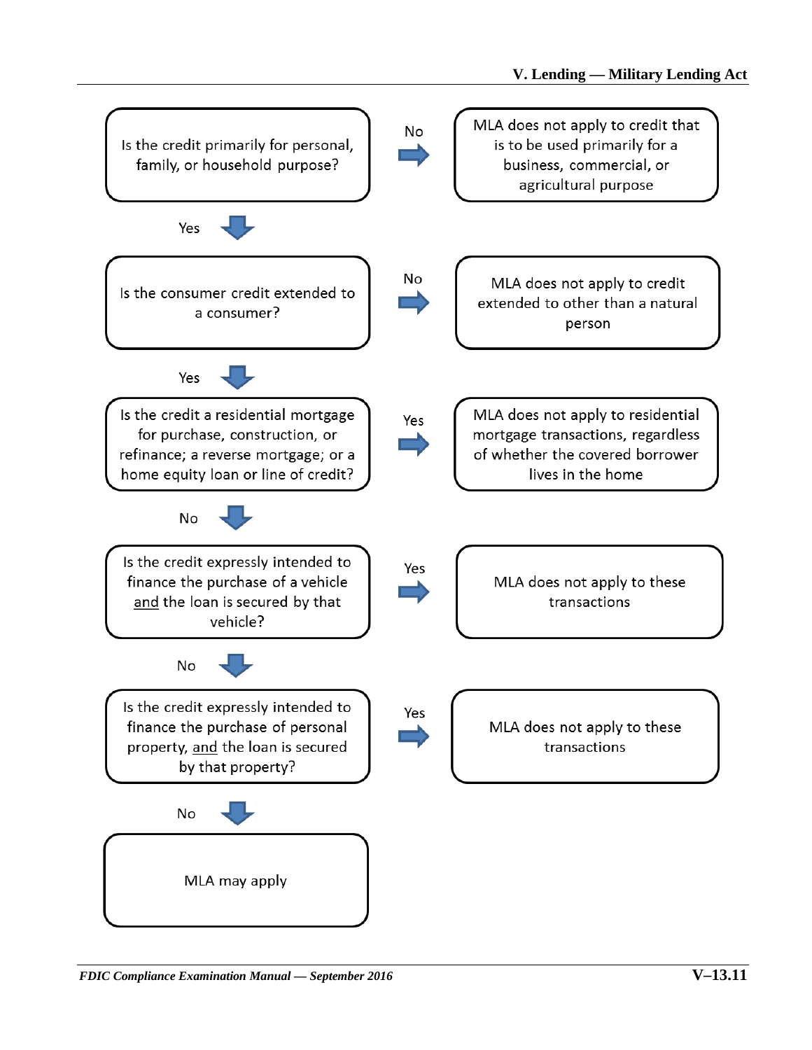Is the credit primarily for personal, family, or household purpose?

No

MLA does not apply to credit that is to be used primarily for a business, commercial, or agricultural purpose

Yes

Is the consumer credit extended to a consumer?

No

MLA does not apply to credit extended to other than a natural person

Yes

Is the credit a residential mortgage for purchase, construction, or refinance; a reverse mortgage; or a home equity loan or line of credit?

Yes

MLA does not apply to residential mortgage transactions, regardless of whether the covered borrower lives in the home

No

Is the credit expressly intended to finance the purchase of a vehicle and the loan is secured by that vehicle?

Yes

MLA does not apply to these transactions

No

Is the credit expressly intended to finance the purchase of personal property, and the loan is secured by that property?

Yes

MLA does not apply to these transactions

No

MLA may apply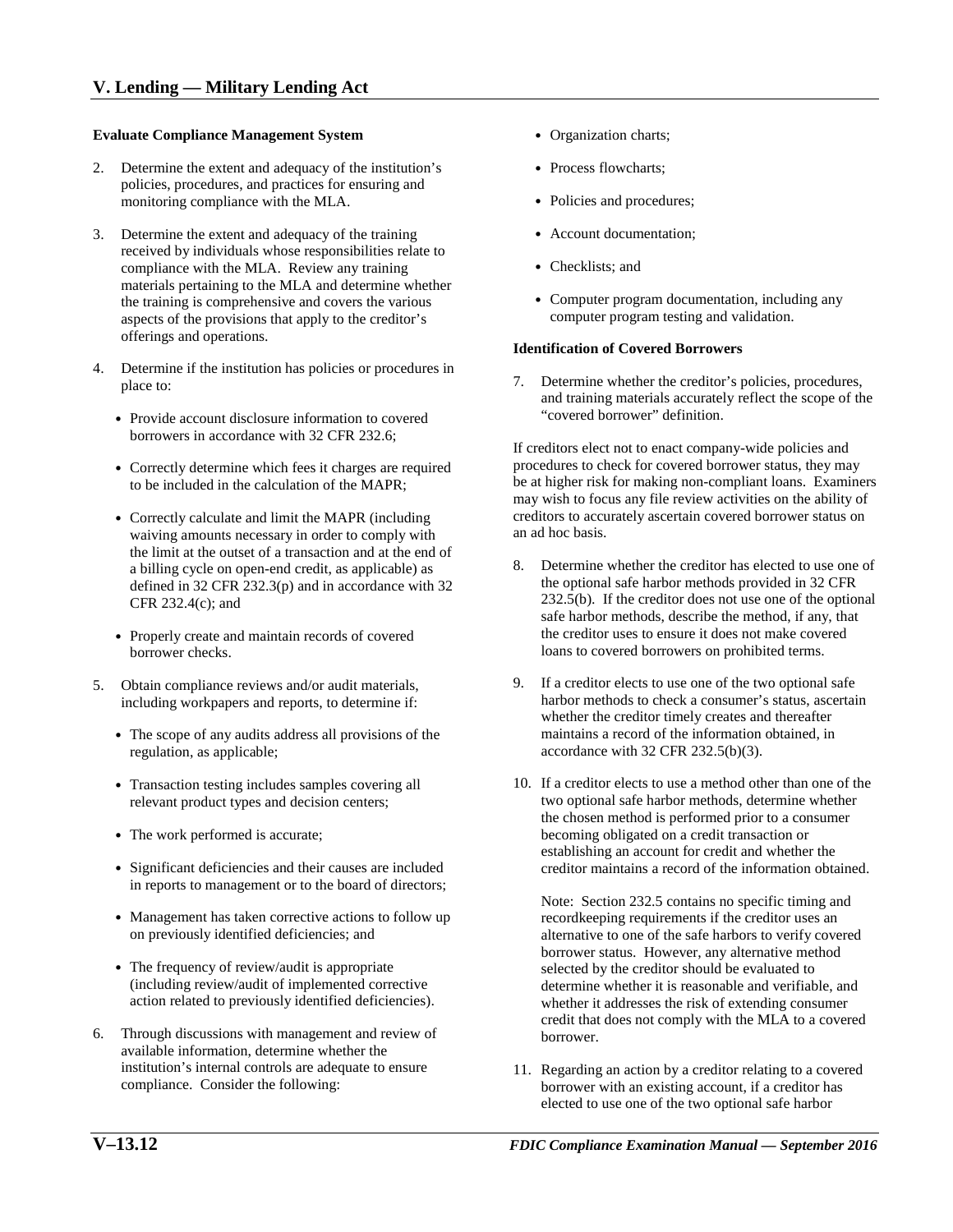# V. Lending — Military Lending Act

**Evaluate Compliance Management System**

2. Determine the extent and adequacy of the institution's policies, procedures, and practices for ensuring and monitoring compliance with the MLA.

3. Determine the extent and adequacy of the training received by individuals whose responsibilities relate to compliance with the MLA. Review any training materials pertaining to the MLA and determine whether the training is comprehensive and covers the various aspects of the provisions that apply to the creditor's offerings and operations.

4. Determine if the institution has policies or procedures in place to:

   - Provide account disclosure information to covered borrowers in accordance with 32 CFR 232.6;
   - Correctly determine which fees it charges are required to be included in the calculation of the MAPR;
   - Correctly calculate and limit the MAPR (including waiving amounts necessary in order to comply with the limit at the outset of a transaction and at the end of a billing cycle on open-end credit, as applicable) as defined in 32 CFR 232.3(p) and in accordance with 32 CFR 232.4(c); and
   - Properly create and maintain records of covered borrower checks.

5. Obtain compliance reviews and/or audit materials, including workpapers and reports, to determine if:

   - The scope of any audits address all provisions of the regulation, as applicable;
   - Transaction testing includes samples covering all relevant product types and decision centers;
   - The work performed is accurate;
   - Significant deficiencies and their causes are included in reports to management or to the board of directors;
   - Management has taken corrective actions to follow up on previously identified deficiencies; and
   - The frequency of review/audit is appropriate (including review/audit of implemented corrective action related to previously identified deficiencies).

6. Through discussions with management and review of available information, determine whether the institution's internal controls are adequate to ensure compliance. Consider the following:

   - Organization charts;
   - Process flowcharts;
   - Policies and procedures;
   - Account documentation;
   - Checklists; and
   - Computer program documentation, including any computer program testing and validation.

**Identification of Covered Borrowers**

7. Determine whether the creditor's policies, procedures, and training materials accurately reflect the scope of the "covered borrower" definition.

If creditors elect not to enact company-wide policies and procedures to check for covered borrower status, they may be at higher risk for making non-compliant loans. Examiners may wish to focus any file review activities on the ability of creditors to accurately ascertain covered borrower status on an ad hoc basis.

8. Determine whether the creditor has elected to use one of the optional safe harbor methods provided in 32 CFR 232.5(b). If the creditor does not use one of the optional safe harbor methods, describe the method, if any, that the creditor uses to ensure it does not make covered loans to covered borrowers on prohibited terms.

9. If a creditor elects to use one of the two optional safe harbor methods to check a consumer's status, ascertain whether the creditor timely creates and thereafter maintains a record of the information obtained, in accordance with 32 CFR 232.5(b)(3).

10. If a creditor elects to use a method other than one of the two optional safe harbor methods, determine whether the chosen method is performed prior to a consumer becoming obligated on a credit transaction or establishing an account for credit and whether the creditor maintains a record of the information obtained.

    Note: Section 232.5 contains no specific timing and recordkeeping requirements if the creditor uses an alternative to one of the safe harbors to verify covered borrower status. However, any alternative method selected by the creditor should be evaluated to determine whether it is reasonable and verifiable, and whether it addresses the risk of extending consumer credit that does not comply with the MLA to a covered borrower.

11. Regarding an action by a creditor relating to a covered borrower with an existing account, if a creditor has elected to use one of the two optional safe harbor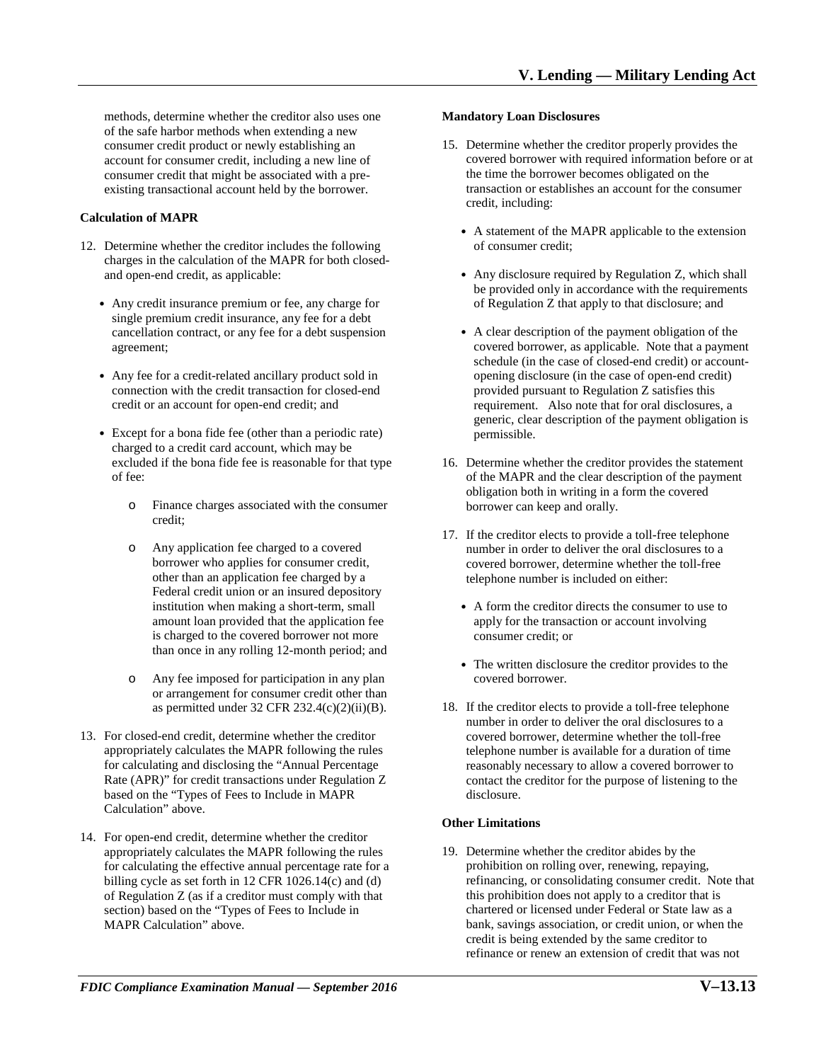methods, determine whether the creditor also uses one of the safe harbor methods when extending a new consumer credit product or newly establishing an account for consumer credit, including a new line of consumer credit that might be associated with a pre-existing transactional account held by the borrower.

**Calculation of MAPR**

12. Determine whether the creditor includes the following charges in the calculation of the MAPR for both closed- and open-end credit, as applicable:

    - Any credit insurance premium or fee, any charge for single premium credit insurance, any fee for a debt cancellation contract, or any fee for a debt suspension agreement;

    - Any fee for a credit-related ancillary product sold in connection with the credit transaction for closed-end credit or an account for open-end credit; and

    - Except for a bona fide fee (other than a periodic rate) charged to a credit card account, which may be excluded if the bona fide fee is reasonable for that type of fee:

        - Finance charges associated with the consumer credit;

        - Any application fee charged to a covered borrower who applies for consumer credit, other than an application fee charged by a Federal credit union or an insured depository institution when making a short-term, small amount loan provided that the application fee is charged to the covered borrower not more than once in any rolling 12-month period; and

        - Any fee imposed for participation in any plan or arrangement for consumer credit other than as permitted under 32 CFR 232.4(c)(2)(ii)(B).

13. For closed-end credit, determine whether the creditor appropriately calculates the MAPR following the rules for calculating and disclosing the "Annual Percentage Rate (APR)" for credit transactions under Regulation Z based on the "Types of Fees to Include in MAPR Calculation" above.

14. For open-end credit, determine whether the creditor appropriately calculates the MAPR following the rules for calculating the effective annual percentage rate for a billing cycle as set forth in 12 CFR 1026.14(c) and (d) of Regulation Z (as if a creditor must comply with that section) based on the "Types of Fees to Include in MAPR Calculation" above.

**Mandatory Loan Disclosures**

15. Determine whether the creditor properly provides the covered borrower with required information before or at the time the borrower becomes obligated on the transaction or establishes an account for the consumer credit, including:

    - A statement of the MAPR applicable to the extension of consumer credit;

    - Any disclosure required by Regulation Z, which shall be provided only in accordance with the requirements of Regulation Z that apply to that disclosure; and

    - A clear description of the payment obligation of the covered borrower, as applicable. Note that a payment schedule (in the case of closed-end credit) or account-opening disclosure (in the case of open-end credit) provided pursuant to Regulation Z satisfies this requirement. Also note that for oral disclosures, a generic, clear description of the payment obligation is permissible.

16. Determine whether the creditor provides the statement of the MAPR and the clear description of the payment obligation both in writing in a form the covered borrower can keep and orally.

17. If the creditor elects to provide a toll-free telephone number in order to deliver the oral disclosures to a covered borrower, determine whether the toll-free telephone number is included on either:

    - A form the creditor directs the consumer to use to apply for the transaction or account involving consumer credit; or

    - The written disclosure the creditor provides to the covered borrower.

18. If the creditor elects to provide a toll-free telephone number in order to deliver the oral disclosures to a covered borrower, determine whether the toll-free telephone number is available for a duration of time reasonably necessary to allow a covered borrower to contact the creditor for the purpose of listening to the disclosure.

**Other Limitations**

19. Determine whether the creditor abides by the prohibition on rolling over, renewing, repaying, refinancing, or consolidating consumer credit. Note that this prohibition does not apply to a creditor that is chartered or licensed under Federal or State law as a bank, savings association, or credit union, or when the credit is being extended by the same creditor to refinance or renew an extension of credit that was not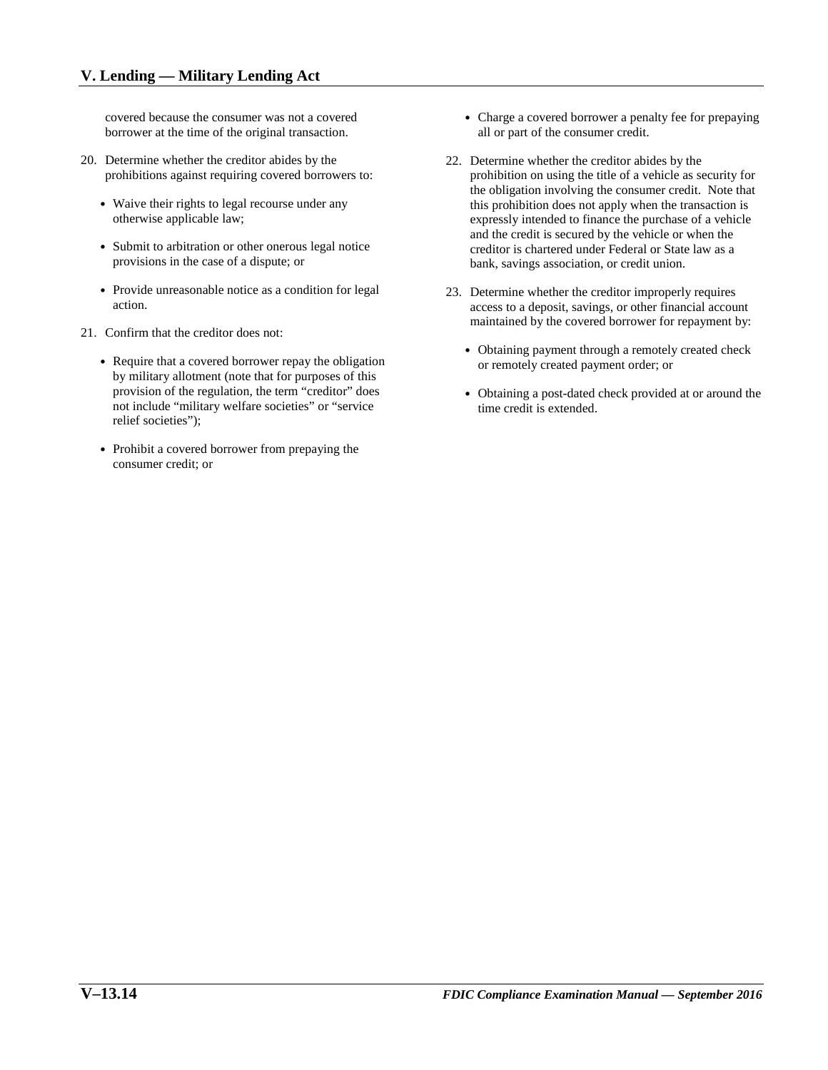covered because the consumer was not a covered borrower at the time of the original transaction.

20. Determine whether the creditor abides by the prohibitions against requiring covered borrowers to:

    - Waive their rights to legal recourse under any otherwise applicable law;
    - Submit to arbitration or other onerous legal notice provisions in the case of a dispute; or
    - Provide unreasonable notice as a condition for legal action.

21. Confirm that the creditor does not:

    - Require that a covered borrower repay the obligation by military allotment (note that for purposes of this provision of the regulation, the term "creditor" does not include "military welfare societies" or "service relief societies");
    - Prohibit a covered borrower from prepaying the consumer credit; or
    - Charge a covered borrower a penalty fee for prepaying all or part of the consumer credit.

22. Determine whether the creditor abides by the prohibition on using the title of a vehicle as security for the obligation involving the consumer credit. Note that this prohibition does not apply when the transaction is expressly intended to finance the purchase of a vehicle and the credit is secured by the vehicle or when the creditor is chartered under Federal or State law as a bank, savings association, or credit union.

23. Determine whether the creditor improperly requires access to a deposit, savings, or other financial account maintained by the covered borrower for repayment by:

    - Obtaining payment through a remotely created check or remotely created payment order; or
    - Obtaining a post-dated check provided at or around the time credit is extended.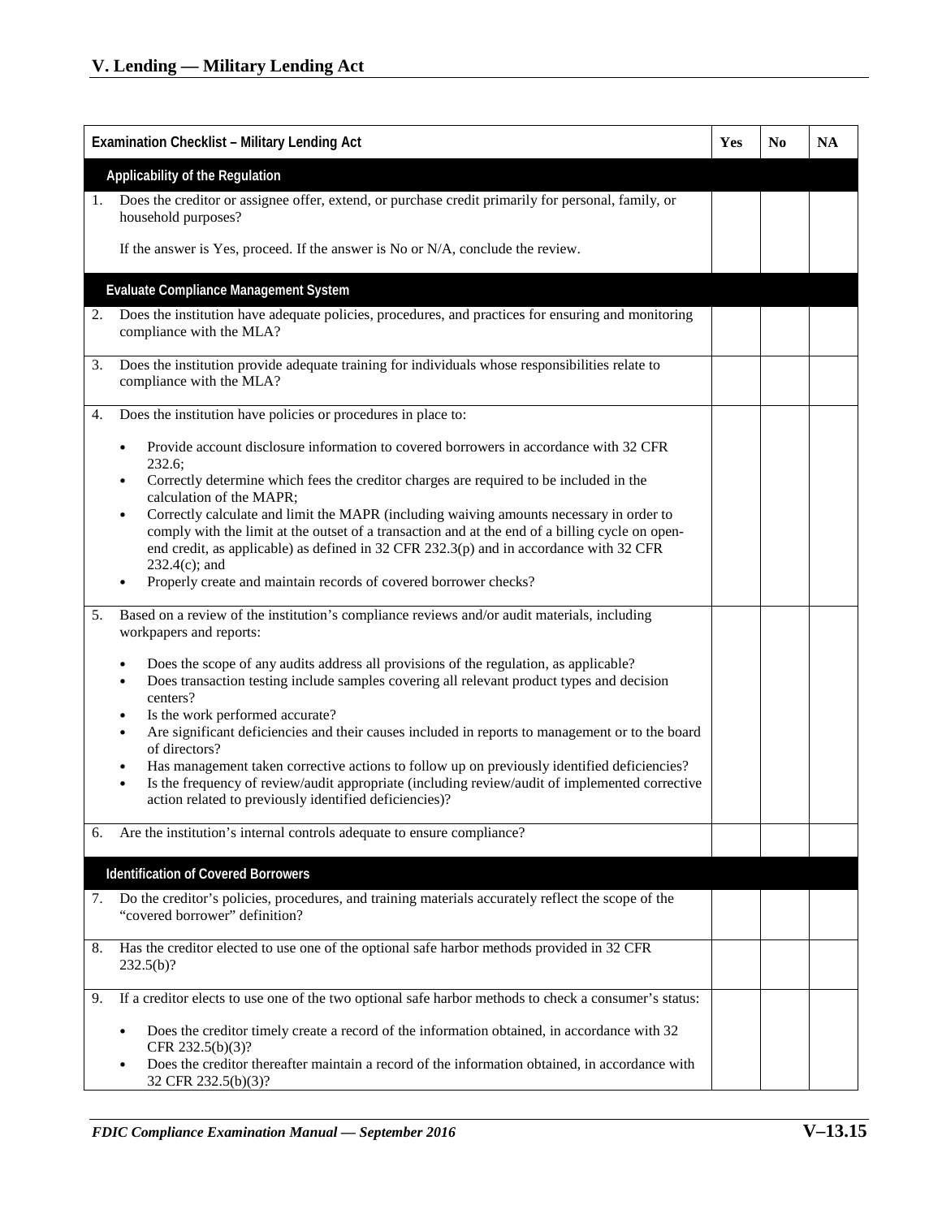| Examination Checklist – Military Lending Act | Yes | No | NA |
|---|---|---|---|
| **Applicability of the Regulation** | | | |
| 1. Does the creditor or assignee offer, extend, or purchase credit primarily for personal, family, or household purposes?<br><br>If the answer is Yes, proceed. If the answer is No or N/A, conclude the review. | | | |
| **Evaluate Compliance Management System** | | | |
| 2. Does the institution have adequate policies, procedures, and practices for ensuring and monitoring compliance with the MLA? | | | |
| 3. Does the institution provide adequate training for individuals whose responsibilities relate to compliance with the MLA? | | | |
| 4. Does the institution have policies or procedures in place to:<br><br>• Provide account disclosure information to covered borrowers in accordance with 32 CFR 232.6;<br>• Correctly determine which fees the creditor charges are required to be included in the calculation of the MAPR;<br>• Correctly calculate and limit the MAPR (including waiving amounts necessary in order to comply with the limit at the outset of a transaction and at the end of a billing cycle on open-end credit, as applicable) as defined in 32 CFR 232.3(p) and in accordance with 32 CFR 232.4(c); and<br>• Properly create and maintain records of covered borrower checks? | | | |
| 5. Based on a review of the institution's compliance reviews and/or audit materials, including workpapers and reports:<br><br>• Does the scope of any audits address all provisions of the regulation, as applicable?<br>• Does transaction testing include samples covering all relevant product types and decision centers?<br>• Is the work performed accurate?<br>• Are significant deficiencies and their causes included in reports to management or to the board of directors?<br>• Has management taken corrective actions to follow up on previously identified deficiencies?<br>• Is the frequency of review/audit appropriate (including review/audit of implemented corrective action related to previously identified deficiencies)? | | | |
| 6. Are the institution's internal controls adequate to ensure compliance? | | | |
| **Identification of Covered Borrowers** | | | |
| 7. Do the creditor's policies, procedures, and training materials accurately reflect the scope of the "covered borrower" definition? | | | |
| 8. Has the creditor elected to use one of the optional safe harbor methods provided in 32 CFR 232.5(b)? | | | |
| 9. If a creditor elects to use one of the two optional safe harbor methods to check a consumer's status:<br><br>• Does the creditor timely create a record of the information obtained, in accordance with 32 CFR 232.5(b)(3)?<br>• Does the creditor thereafter maintain a record of the information obtained, in accordance with 32 CFR 232.5(b)(3)? | | | |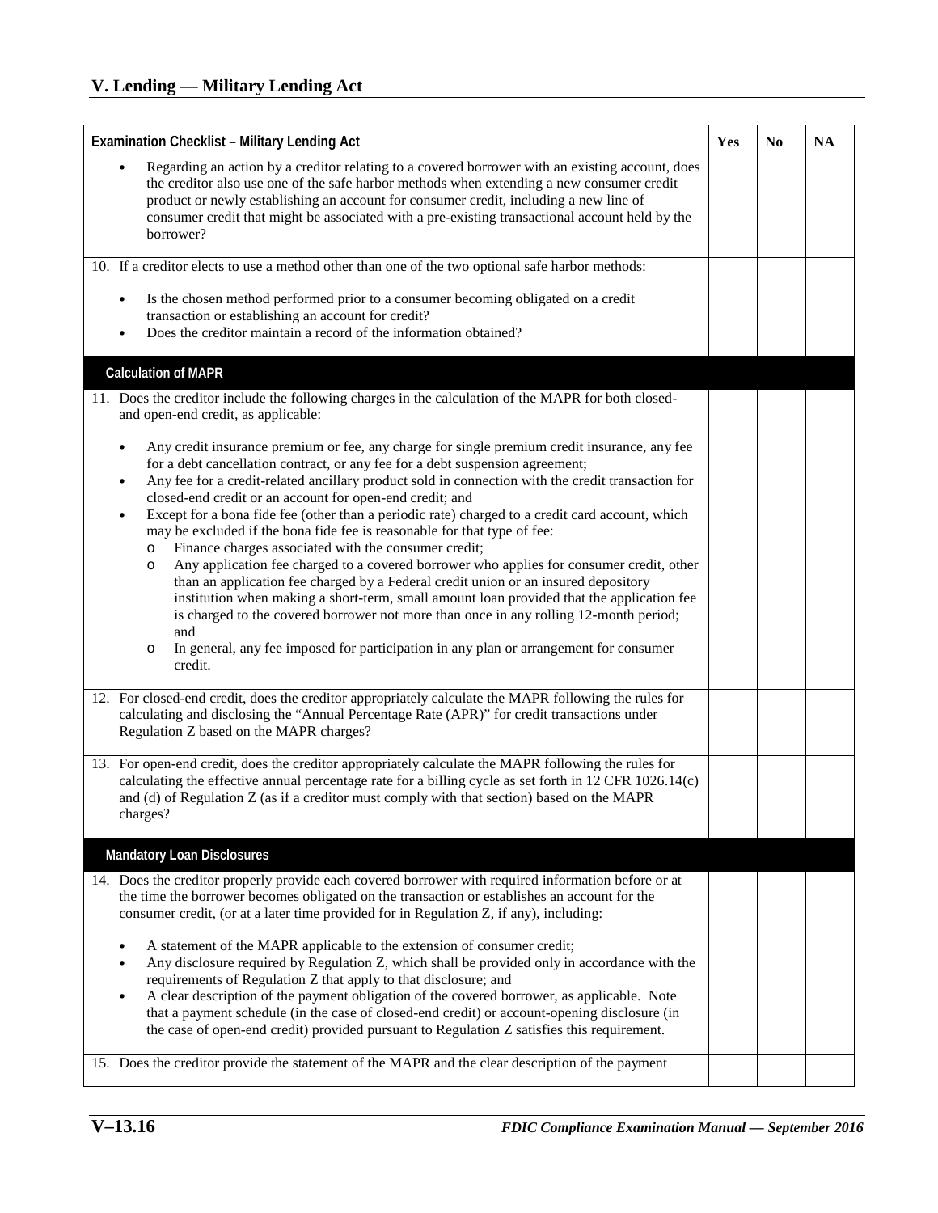## V. Lending — Military Lending Act

| Examination Checklist – Military Lending Act | Yes | No | NA |
|---|---|---|---|
| • Regarding an action by a creditor relating to a covered borrower with an existing account, does the creditor also use one of the safe harbor methods when extending a new consumer credit product or newly establishing an account for consumer credit, including a new line of consumer credit that might be associated with a pre-existing transactional account held by the borrower? | | | |
| 10. If a creditor elects to use a method other than one of the two optional safe harbor methods:<br><br>• Is the chosen method performed prior to a consumer becoming obligated on a credit transaction or establishing an account for credit?<br>• Does the creditor maintain a record of the information obtained? | | | |
| **Calculation of MAPR** | | | |
| 11. Does the creditor include the following charges in the calculation of the MAPR for both closed- and open-end credit, as applicable:<br><br>• Any credit insurance premium or fee, any charge for single premium credit insurance, any fee for a debt cancellation contract, or any fee for a debt suspension agreement;<br>• Any fee for a credit-related ancillary product sold in connection with the credit transaction for closed-end credit or an account for open-end credit; and<br>• Except for a bona fide fee (other than a periodic rate) charged to a credit card account, which may be excluded if the bona fide fee is reasonable for that type of fee:<br>  o Finance charges associated with the consumer credit;<br>  o Any application fee charged to a covered borrower who applies for consumer credit, other than an application fee charged by a Federal credit union or an insured depository institution when making a short-term, small amount loan provided that the application fee is charged to the covered borrower not more than once in any rolling 12-month period; and<br>  o In general, any fee imposed for participation in any plan or arrangement for consumer credit. | | | |
| 12. For closed-end credit, does the creditor appropriately calculate the MAPR following the rules for calculating and disclosing the "Annual Percentage Rate (APR)" for credit transactions under Regulation Z based on the MAPR charges? | | | |
| 13. For open-end credit, does the creditor appropriately calculate the MAPR following the rules for calculating the effective annual percentage rate for a billing cycle as set forth in 12 CFR 1026.14(c) and (d) of Regulation Z (as if a creditor must comply with that section) based on the MAPR charges? | | | |
| **Mandatory Loan Disclosures** | | | |
| 14. Does the creditor properly provide each covered borrower with required information before or at the time the borrower becomes obligated on the transaction or establishes an account for the consumer credit, (or at a later time provided for in Regulation Z, if any), including:<br><br>• A statement of the MAPR applicable to the extension of consumer credit;<br>• Any disclosure required by Regulation Z, which shall be provided only in accordance with the requirements of Regulation Z that apply to that disclosure; and<br>• A clear description of the payment obligation of the covered borrower, as applicable. Note that a payment schedule (in the case of closed-end credit) or account-opening disclosure (in the case of open-end credit) provided pursuant to Regulation Z satisfies this requirement. | | | |
| 15. Does the creditor provide the statement of the MAPR and the clear description of the payment | | | |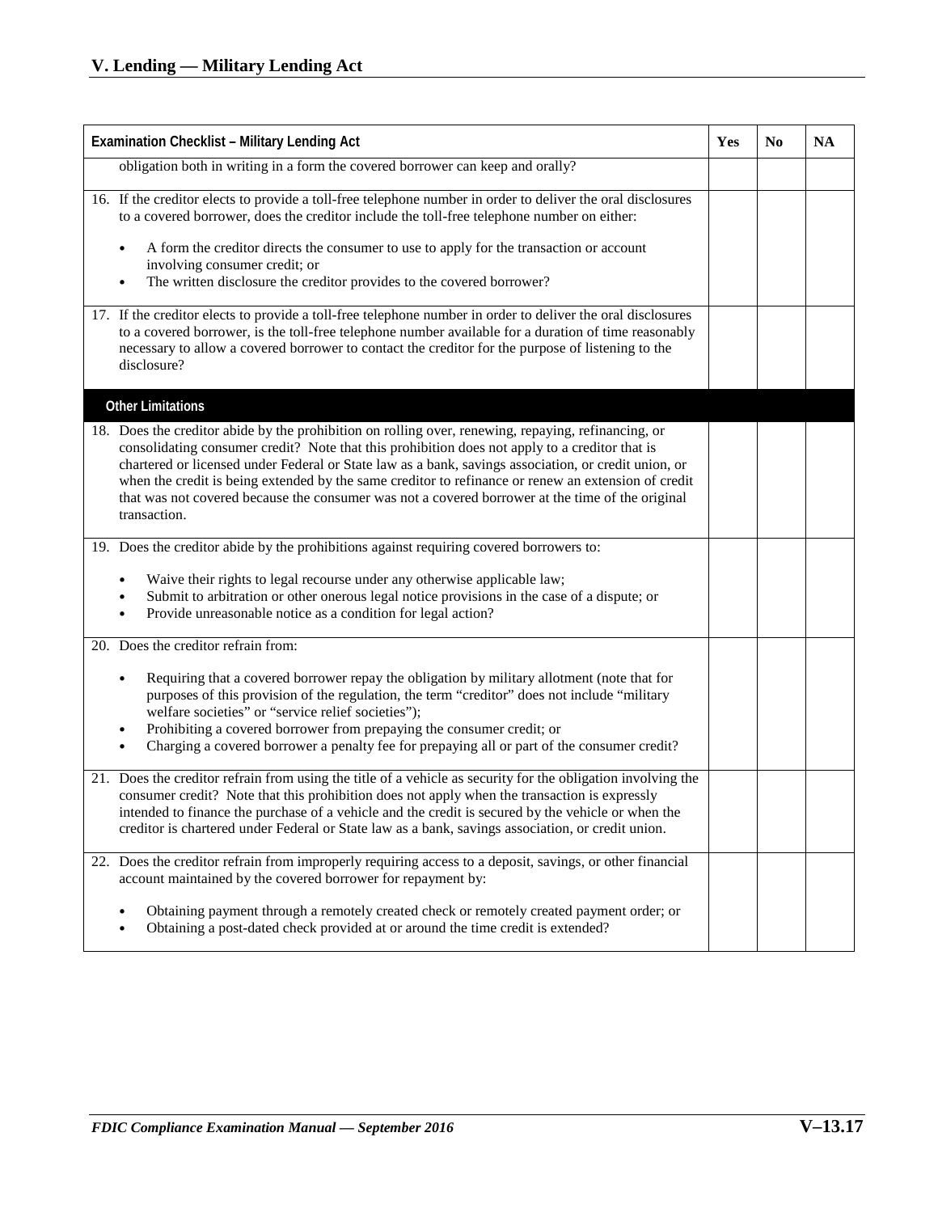| Examination Checklist – Military Lending Act | Yes | No | NA |
|---|---|---|---|
| obligation both in writing in a form the covered borrower can keep and orally? | | | |
| 16. If the creditor elects to provide a toll-free telephone number in order to deliver the oral disclosures to a covered borrower, does the creditor include the toll-free telephone number on either:<br>• A form the creditor directs the consumer to use to apply for the transaction or account involving consumer credit; or<br>• The written disclosure the creditor provides to the covered borrower? | | | |
| 17. If the creditor elects to provide a toll-free telephone number in order to deliver the oral disclosures to a covered borrower, is the toll-free telephone number available for a duration of time reasonably necessary to allow a covered borrower to contact the creditor for the purpose of listening to the disclosure? | | | |
| **Other Limitations** | | | |
| 18. Does the creditor abide by the prohibition on rolling over, renewing, repaying, refinancing, or consolidating consumer credit? Note that this prohibition does not apply to a creditor that is chartered or licensed under Federal or State law as a bank, savings association, or credit union, or when the credit is being extended by the same creditor to refinance or renew an extension of credit that was not covered because the consumer was not a covered borrower at the time of the original transaction. | | | |
| 19. Does the creditor abide by the prohibitions against requiring covered borrowers to:<br>• Waive their rights to legal recourse under any otherwise applicable law;<br>• Submit to arbitration or other onerous legal notice provisions in the case of a dispute; or<br>• Provide unreasonable notice as a condition for legal action? | | | |
| 20. Does the creditor refrain from:<br>• Requiring that a covered borrower repay the obligation by military allotment (note that for purposes of this provision of the regulation, the term "creditor" does not include "military welfare societies" or "service relief societies");<br>• Prohibiting a covered borrower from prepaying the consumer credit; or<br>• Charging a covered borrower a penalty fee for prepaying all or part of the consumer credit? | | | |
| 21. Does the creditor refrain from using the title of a vehicle as security for the obligation involving the consumer credit? Note that this prohibition does not apply when the transaction is expressly intended to finance the purchase of a vehicle and the credit is secured by the vehicle or when the creditor is chartered under Federal or State law as a bank, savings association, or credit union. | | | |
| 22. Does the creditor refrain from improperly requiring access to a deposit, savings, or other financial account maintained by the covered borrower for repayment by:<br>• Obtaining payment through a remotely created check or remotely created payment order; or<br>• Obtaining a post-dated check provided at or around the time credit is extended? | | | |